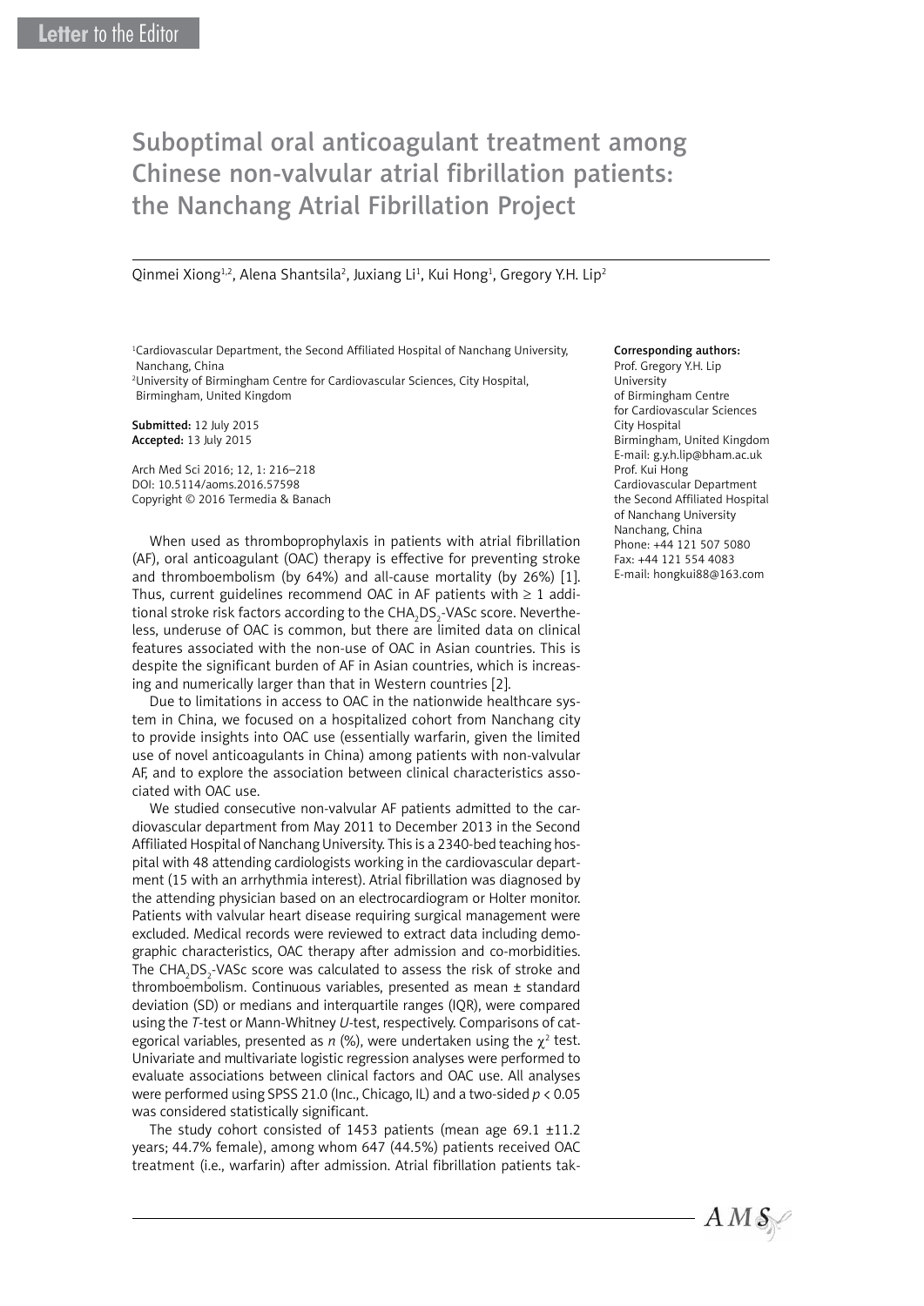Letter to the Editor

# Suboptimal oral anticoagulant treatment among Chinese non-valvular atrial fibrillation patients: the Nanchang Atrial Fibrillation Project

Qinmei Xiong[1,2], Alena Shantsila[2], Juxiang Li[1], Kui Hong[1], Gregory Y.H. Lip[2]

[1]Cardiovascular Department, the Second Affiliated Hospital of Nanchang University, Nanchang, China
[2]University of Birmingham Centre for Cardiovascular Sciences, City Hospital, Birmingham, United Kingdom

**Submitted:** 12 July 2015
**Accepted:** 13 July 2015

Arch Med Sci 2016; 12, 1: 216–218
DOI: 10.5114/aoms.2016.57598
Copyright © 2016 Termedia & Banach

**Corresponding authors:**
Prof. Gregory Y.H. Lip
University of Birmingham Centre for Cardiovascular Sciences
City Hospital
Birmingham, United Kingdom
E-mail: g.y.h.lip@bham.ac.uk
Prof. Kui Hong
Cardiovascular Department
the Second Affiliated Hospital of Nanchang University
Nanchang, China
Phone: +44 121 507 5080
Fax: +44 121 554 4083
E-mail: hongkui88@163.com

When used as thromboprophylaxis in patients with atrial fibrillation (AF), oral anticoagulant (OAC) therapy is effective for preventing stroke and thromboembolism (by 64%) and all-cause mortality (by 26%) [1]. Thus, current guidelines recommend OAC in AF patients with ≥ 1 additional stroke risk factors according to the $CHA_2DS_2$-VASc score. Nevertheless, underuse of OAC is common, but there are limited data on clinical features associated with the non-use of OAC in Asian countries. This is despite the significant burden of AF in Asian countries, which is increasing and numerically larger than that in Western countries [2].

Due to limitations in access to OAC in the nationwide healthcare system in China, we focused on a hospitalized cohort from Nanchang city to provide insights into OAC use (essentially warfarin, given the limited use of novel anticoagulants in China) among patients with non-valvular AF, and to explore the association between clinical characteristics associated with OAC use.

We studied consecutive non-valvular AF patients admitted to the cardiovascular department from May 2011 to December 2013 in the Second Affiliated Hospital of Nanchang University. This is a 2340-bed teaching hospital with 48 attending cardiologists working in the cardiovascular department (15 with an arrhythmia interest). Atrial fibrillation was diagnosed by the attending physician based on an electrocardiogram or Holter monitor. Patients with valvular heart disease requiring surgical management were excluded. Medical records were reviewed to extract data including demographic characteristics, OAC therapy after admission and co-morbidities. The $CHA_2DS_2$-VASc score was calculated to assess the risk of stroke and thromboembolism. Continuous variables, presented as mean ± standard deviation (SD) or medians and interquartile ranges (IQR), were compared using the *T*-test or Mann-Whitney *U*-test, respectively. Comparisons of categorical variables, presented as *n* (%), were undertaken using the $\chi^2$ test. Univariate and multivariate logistic regression analyses were performed to evaluate associations between clinical factors and OAC use. All analyses were performed using SPSS 21.0 (Inc., Chicago, IL) and a two-sided $p < 0.05$ was considered statistically significant.

The study cohort consisted of 1453 patients (mean age 69.1 ±11.2 years; 44.7% female), among whom 647 (44.5%) patients received OAC treatment (i.e., warfarin) after admission. Atrial fibrillation patients tak-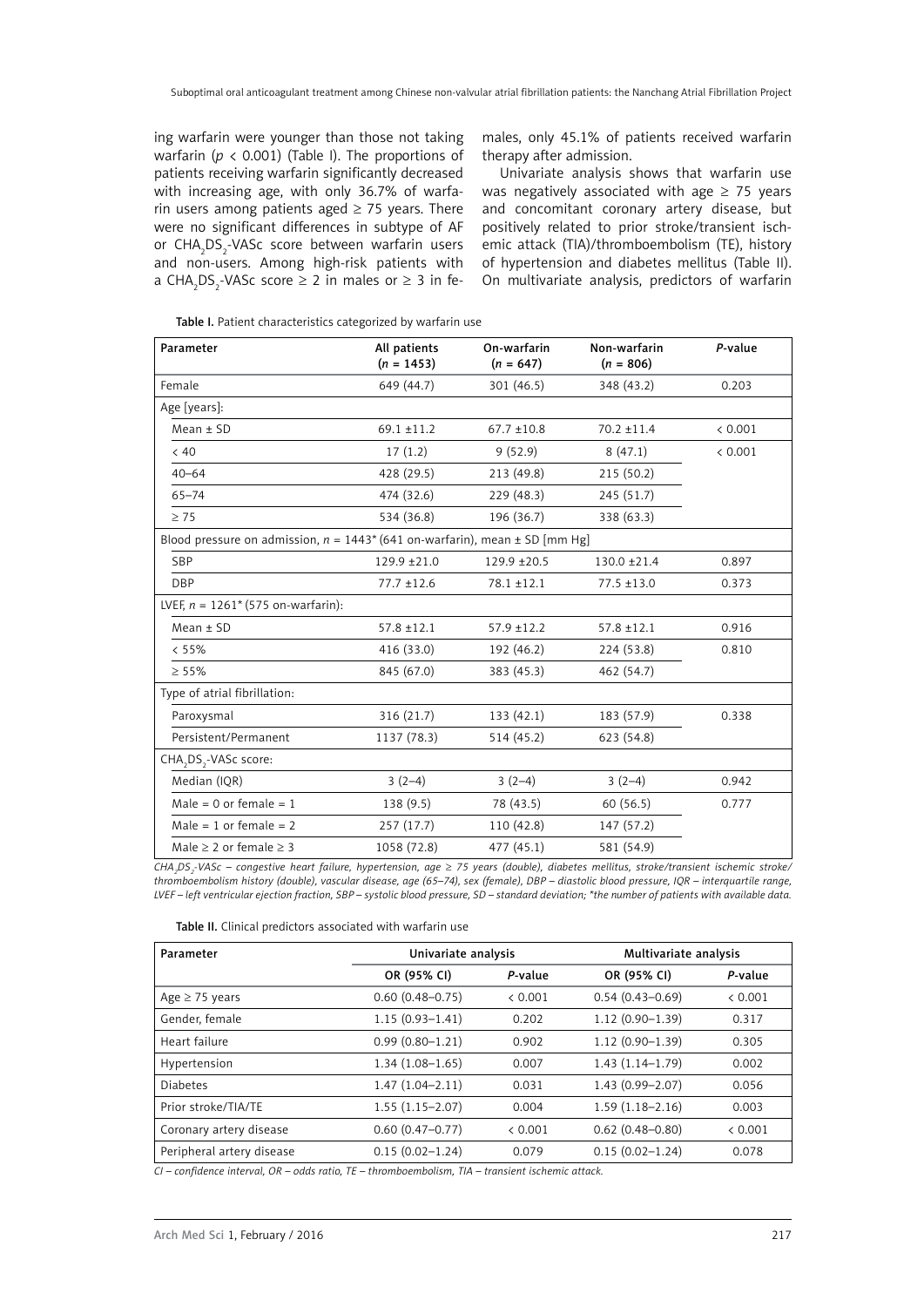ing warfarin were younger than those not taking warfarin ($p < 0.001$) (Table I). The proportions of patients receiving warfarin significantly decreased with increasing age, with only 36.7% of warfarin users among patients aged ≥ 75 years. There were no significant differences in subtype of AF or $CHA_2DS_2$-VASc score between warfarin users and non-users. Among high-risk patients with a $CHA_2DS_2$-VASc score ≥ 2 in males or ≥ 3 in females, only 45.1% of patients received warfarin therapy after admission.

Univariate analysis shows that warfarin use was negatively associated with age ≥ 75 years and concomitant coronary artery disease, but positively related to prior stroke/transient ischemic attack (TIA)/thromboembolism (TE), history of hypertension and diabetes mellitus (Table II). On multivariate analysis, predictors of warfarin

**Table I.** Patient characteristics categorized by warfarin use

| Parameter | All patients ($n$ = 1453) | On-warfarin ($n$ = 647) | Non-warfarin ($n$ = 806) | $P$-value |
|---|---|---|---|---|
| Female | 649 (44.7) | 301 (46.5) | 348 (43.2) | 0.203 |
| Age [years]: | | | | |
| Mean ± SD | 69.1 ±11.2 | 67.7 ±10.8 | 70.2 ±11.4 | < 0.001 |
| < 40 | 17 (1.2) | 9 (52.9) | 8 (47.1) | < 0.001 |
| 40–64 | 428 (29.5) | 213 (49.8) | 215 (50.2) | |
| 65–74 | 474 (32.6) | 229 (48.3) | 245 (51.7) | |
| ≥ 75 | 534 (36.8) | 196 (36.7) | 338 (63.3) | |
| Blood pressure on admission, $n$ = 1443* (641 on-warfarin), mean ± SD [mm Hg] | | | | |
| SBP | 129.9 ±21.0 | 129.9 ±20.5 | 130.0 ±21.4 | 0.897 |
| DBP | 77.7 ±12.6 | 78.1 ±12.1 | 77.5 ±13.0 | 0.373 |
| LVEF, $n$ = 1261* (575 on-warfarin): | | | | |
| Mean ± SD | 57.8 ±12.1 | 57.9 ±12.2 | 57.8 ±12.1 | 0.916 |
| < 55% | 416 (33.0) | 192 (46.2) | 224 (53.8) | 0.810 |
| ≥ 55% | 845 (67.0) | 383 (45.3) | 462 (54.7) | |
| Type of atrial fibrillation: | | | | |
| Paroxysmal | 316 (21.7) | 133 (42.1) | 183 (57.9) | 0.338 |
| Persistent/Permanent | 1137 (78.3) | 514 (45.2) | 623 (54.8) | |
| $CHA_2DS_2$-VASc score: | | | | |
| Median (IQR) | 3 (2–4) | 3 (2–4) | 3 (2–4) | 0.942 |
| Male = 0 or female = 1 | 138 (9.5) | 78 (43.5) | 60 (56.5) | 0.777 |
| Male = 1 or female = 2 | 257 (17.7) | 110 (42.8) | 147 (57.2) | |
| Male ≥ 2 or female ≥ 3 | 1058 (72.8) | 477 (45.1) | 581 (54.9) | |

*$CHA_2DS_2$-VASc – congestive heart failure, hypertension, age ≥ 75 years (double), diabetes mellitus, stroke/transient ischemic stroke/thromboembolism history (double), vascular disease, age (65–74), sex (female), DBP – diastolic blood pressure, IQR – interquartile range, LVEF – left ventricular ejection fraction, SBP – systolic blood pressure, SD – standard deviation; \*the number of patients with available data.*

**Table II.** Clinical predictors associated with warfarin use

| Parameter | Univariate analysis | | Multivariate analysis | |
|---|---|---|---|---|
| | OR (95% CI) | $P$-value | OR (95% CI) | $P$-value |
| Age ≥ 75 years | 0.60 (0.48–0.75) | < 0.001 | 0.54 (0.43–0.69) | < 0.001 |
| Gender, female | 1.15 (0.93–1.41) | 0.202 | 1.12 (0.90–1.39) | 0.317 |
| Heart failure | 0.99 (0.80–1.21) | 0.902 | 1.12 (0.90–1.39) | 0.305 |
| Hypertension | 1.34 (1.08–1.65) | 0.007 | 1.43 (1.14–1.79) | 0.002 |
| Diabetes | 1.47 (1.04–2.11) | 0.031 | 1.43 (0.99–2.07) | 0.056 |
| Prior stroke/TIA/TE | 1.55 (1.15–2.07) | 0.004 | 1.59 (1.18–2.16) | 0.003 |
| Coronary artery disease | 0.60 (0.47–0.77) | < 0.001 | 0.62 (0.48–0.80) | < 0.001 |
| Peripheral artery disease | 0.15 (0.02–1.24) | 0.079 | 0.15 (0.02–1.24) | 0.078 |

*CI – confidence interval, OR – odds ratio, TE – thromboembolism, TIA – transient ischemic attack.*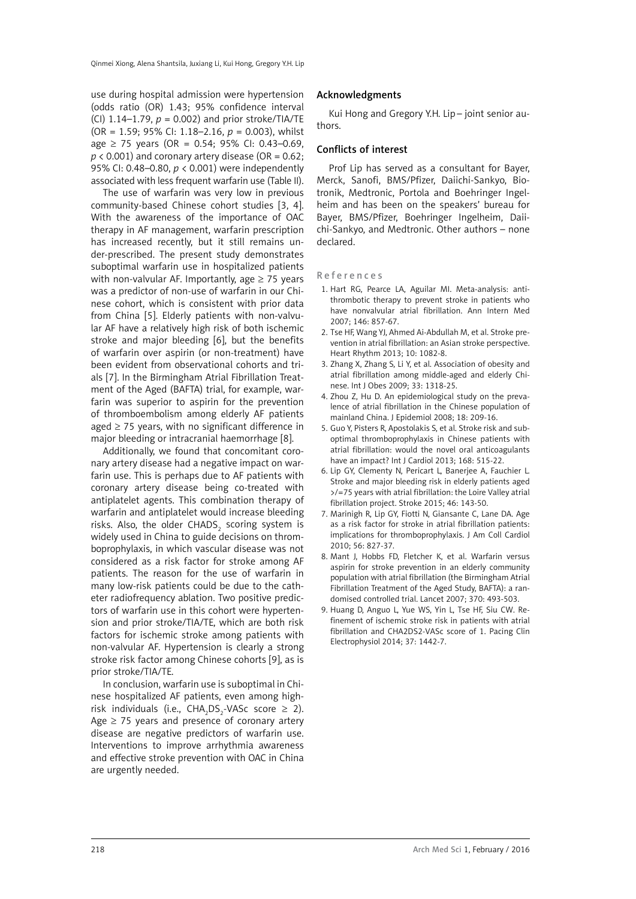use during hospital admission were hypertension (odds ratio (OR) 1.43; 95% confidence interval (CI) 1.14–1.79, $p = 0.002$) and prior stroke/TIA/TE (OR = 1.59; 95% CI: 1.18–2.16, $p = 0.003$), whilst age ≥ 75 years (OR = 0.54; 95% CI: 0.43–0.69, $p < 0.001$) and coronary artery disease (OR = 0.62; 95% CI: 0.48–0.80, $p < 0.001$) were independently associated with less frequent warfarin use (Table II).

The use of warfarin was very low in previous community-based Chinese cohort studies [3, 4]. With the awareness of the importance of OAC therapy in AF management, warfarin prescription has increased recently, but it still remains under-prescribed. The present study demonstrates suboptimal warfarin use in hospitalized patients with non-valvular AF. Importantly, age ≥ 75 years was a predictor of non-use of warfarin in our Chinese cohort, which is consistent with prior data from China [5]. Elderly patients with non-valvular AF have a relatively high risk of both ischemic stroke and major bleeding [6], but the benefits of warfarin over aspirin (or non-treatment) have been evident from observational cohorts and trials [7]. In the Birmingham Atrial Fibrillation Treatment of the Aged (BAFTA) trial, for example, warfarin was superior to aspirin for the prevention of thromboembolism among elderly AF patients aged ≥ 75 years, with no significant difference in major bleeding or intracranial haemorrhage [8].

Additionally, we found that concomitant coronary artery disease had a negative impact on warfarin use. This is perhaps due to AF patients with coronary artery disease being co-treated with antiplatelet agents. This combination therapy of warfarin and antiplatelet would increase bleeding risks. Also, the older $CHADS_2$ scoring system is widely used in China to guide decisions on thromboprophylaxis, in which vascular disease was not considered as a risk factor for stroke among AF patients. The reason for the use of warfarin in many low-risk patients could be due to the catheter radiofrequency ablation. Two positive predictors of warfarin use in this cohort were hypertension and prior stroke/TIA/TE, which are both risk factors for ischemic stroke among patients with non-valvular AF. Hypertension is clearly a strong stroke risk factor among Chinese cohorts [9], as is prior stroke/TIA/TE.

In conclusion, warfarin use is suboptimal in Chinese hospitalized AF patients, even among high-risk individuals (i.e., $CHA_2DS_2$-VASc score ≥ 2). Age ≥ 75 years and presence of coronary artery disease are negative predictors of warfarin use. Interventions to improve arrhythmia awareness and effective stroke prevention with OAC in China are urgently needed.

## Acknowledgments

Kui Hong and Gregory Y.H. Lip – joint senior authors.

## Conflicts of interest

Prof Lip has served as a consultant for Bayer, Merck, Sanofi, BMS/Pfizer, Daiichi-Sankyo, Biotronik, Medtronic, Portola and Boehringer Ingelheim and has been on the speakers' bureau for Bayer, BMS/Pfizer, Boehringer Ingelheim, Daiichi-Sankyo, and Medtronic. Other authors – none declared.

## References

1. Hart RG, Pearce LA, Aguilar MI. Meta-analysis: antithrombotic therapy to prevent stroke in patients who have nonvalvular atrial fibrillation. Ann Intern Med 2007; 146: 857-67.
2. Tse HF, Wang YJ, Ahmed Ai-Abdullah M, et al. Stroke prevention in atrial fibrillation: an Asian stroke perspective. Heart Rhythm 2013; 10: 1082-8.
3. Zhang X, Zhang S, Li Y, et al. Association of obesity and atrial fibrillation among middle-aged and elderly Chinese. Int J Obes 2009; 33: 1318-25.
4. Zhou Z, Hu D. An epidemiological study on the prevalence of atrial fibrillation in the Chinese population of mainland China. J Epidemiol 2008; 18: 209-16.
5. Guo Y, Pisters R, Apostolakis S, et al. Stroke risk and suboptimal thromboprophylaxis in Chinese patients with atrial fibrillation: would the novel oral anticoagulants have an impact? Int J Cardiol 2013; 168: 515-22.
6. Lip GY, Clementy N, Pericart L, Banerjee A, Fauchier L. Stroke and major bleeding risk in elderly patients aged >/=75 years with atrial fibrillation: the Loire Valley atrial fibrillation project. Stroke 2015; 46: 143-50.
7. Marinigh R, Lip GY, Fiotti N, Giansante C, Lane DA. Age as a risk factor for stroke in atrial fibrillation patients: implications for thromboprophylaxis. J Am Coll Cardiol 2010; 56: 827-37.
8. Mant J, Hobbs FD, Fletcher K, et al. Warfarin versus aspirin for stroke prevention in an elderly community population with atrial fibrillation (the Birmingham Atrial Fibrillation Treatment of the Aged Study, BAFTA): a randomised controlled trial. Lancet 2007; 370: 493-503.
9. Huang D, Anguo L, Yue WS, Yin L, Tse HF, Siu CW. Refinement of ischemic stroke risk in patients with atrial fibrillation and CHA2DS2-VASc score of 1. Pacing Clin Electrophysiol 2014; 37: 1442-7.